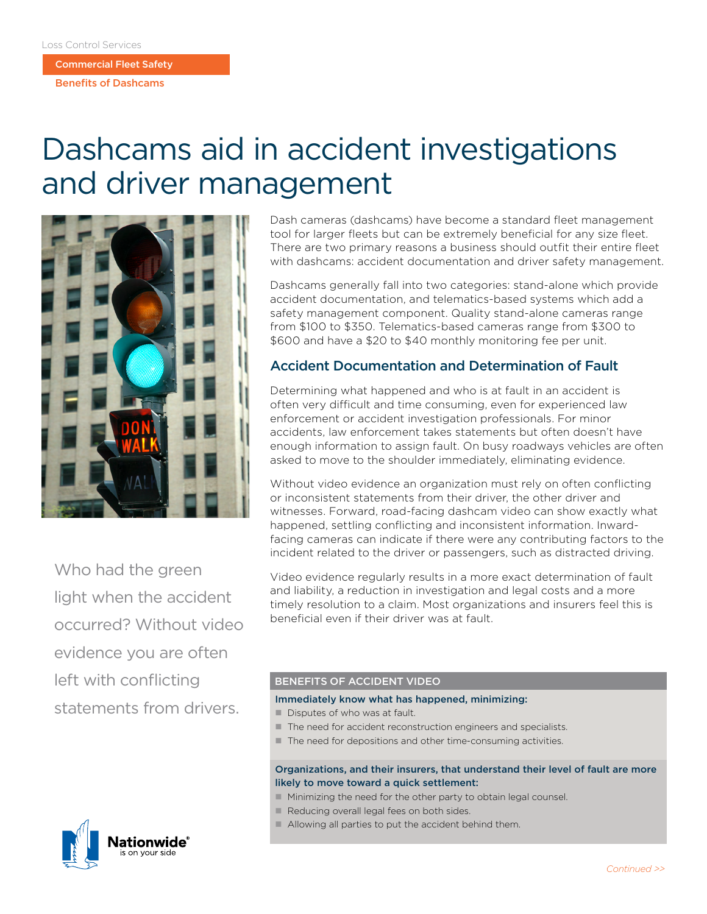Loss Control Services

**Commercial Fleet Safety**

**Benefits of Dashcams**

# Dashcams aid in accident investigations and driver management

Who had the green light when the accident occurred? Without video evidence you are often left with conflicting statements from drivers.

Dash cameras (dashcams) have become a standard fleet management tool for larger fleets but can be extremely beneficial for any size fleet. There are two primary reasons a business should outfit their entire fleet with dashcams: accident documentation and driver safety management.

Dashcams generally fall into two categories: stand-alone which provide accident documentation, and telematics-based systems which add a safety management component. Quality stand-alone cameras range from $100 to $350. Telematics-based cameras range from $300 to $600 and have a $20 to $40 monthly monitoring fee per unit.

## Accident Documentation and Determination of Fault

Determining what happened and who is at fault in an accident is often very difficult and time consuming, even for experienced law enforcement or accident investigation professionals. For minor accidents, law enforcement takes statements but often doesn't have enough information to assign fault. On busy roadways vehicles are often asked to move to the shoulder immediately, eliminating evidence.

Without video evidence an organization must rely on often conflicting or inconsistent statements from their driver, the other driver and witnesses. Forward, road-facing dashcam video can show exactly what happened, settling conflicting and inconsistent information. Inward-facing cameras can indicate if there were any contributing factors to the incident related to the driver or passengers, such as distracted driving.

Video evidence regularly results in a more exact determination of fault and liability, a reduction in investigation and legal costs and a more timely resolution to a claim. Most organizations and insurers feel this is beneficial even if their driver was at fault.

### BENEFITS OF ACCIDENT VIDEO

**Immediately know what has happened, minimizing:**

- Disputes of who was at fault.
- The need for accident reconstruction engineers and specialists.
- The need for depositions and other time-consuming activities.

**Organizations, and their insurers, that understand their level of fault are more likely to move toward a quick settlement:**

- Minimizing the need for the other party to obtain legal counsel.
- Reducing overall legal fees on both sides.
- Allowing all parties to put the accident behind them.

Nationwide® is on your side

*Continued >>*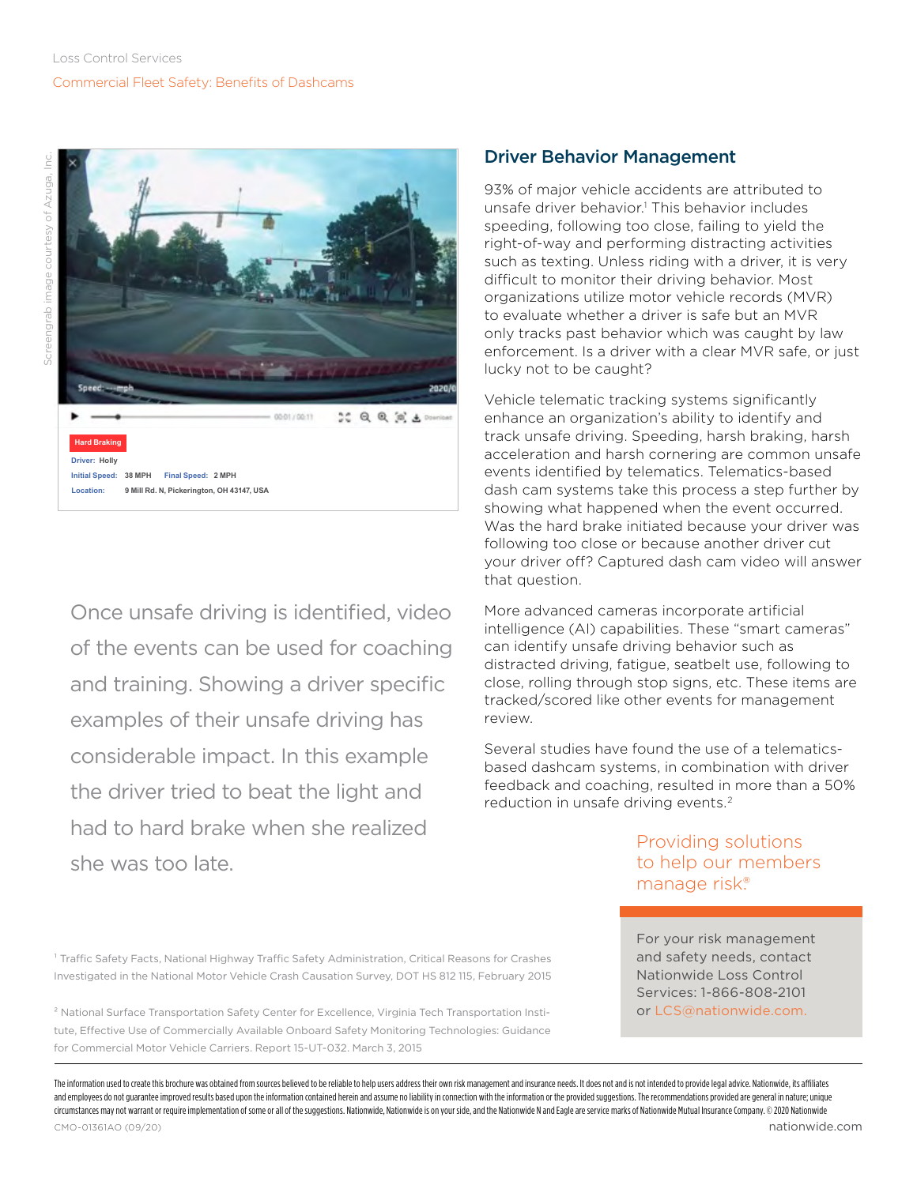Screengrab image courtesy of Azuga, Inc.

Hard Braking

Driver: Holly

Initial Speed: 38 MPH Final Speed: 2 MPH

Location: 9 Mill Rd. N, Pickerington, OH 43147, USA

Once unsafe driving is identified, video of the events can be used for coaching and training. Showing a driver specific examples of their unsafe driving has considerable impact. In this example the driver tried to beat the light and had to hard brake when she realized she was too late.

## Driver Behavior Management

93% of major vehicle accidents are attributed to unsafe driver behavior.[1] This behavior includes speeding, following too close, failing to yield the right-of-way and performing distracting activities such as texting. Unless riding with a driver, it is very difficult to monitor their driving behavior. Most organizations utilize motor vehicle records (MVR) to evaluate whether a driver is safe but an MVR only tracks past behavior which was caught by law enforcement. Is a driver with a clear MVR safe, or just lucky not to be caught?

Vehicle telematic tracking systems significantly enhance an organization's ability to identify and track unsafe driving. Speeding, harsh braking, harsh acceleration and harsh cornering are common unsafe events identified by telematics. Telematics-based dash cam systems take this process a step further by showing what happened when the event occurred. Was the hard brake initiated because your driver was following too close or because another driver cut your driver off? Captured dash cam video will answer that question.

More advanced cameras incorporate artificial intelligence (AI) capabilities. These "smart cameras" can identify unsafe driving behavior such as distracted driving, fatigue, seatbelt use, following to close, rolling through stop signs, etc. These items are tracked/scored like other events for management review.

Several studies have found the use of a telematics-based dashcam systems, in combination with driver feedback and coaching, resulted in more than a 50% reduction in unsafe driving events.[2]

Providing solutions to help our members manage risk.®

For your risk management and safety needs, contact Nationwide Loss Control Services: 1-866-808-2101 or LCS@nationwide.com.

[1] Traffic Safety Facts, National Highway Traffic Safety Administration, Critical Reasons for Crashes Investigated in the National Motor Vehicle Crash Causation Survey, DOT HS 812 115, February 2015

[2] National Surface Transportation Safety Center for Excellence, Virginia Tech Transportation Institute, Effective Use of Commercially Available Onboard Safety Monitoring Technologies: Guidance for Commercial Motor Vehicle Carriers. Report 15-UT-032. March 3, 2015

The information used to create this brochure was obtained from sources believed to be reliable to help users address their own risk management and insurance needs. It does not and is not intended to provide legal advice. Nationwide, its affiliates and employees do not guarantee improved results based upon the information contained herein and assume no liability in connection with the information or the provided suggestions. The recommendations provided are general in nature; unique circumstances may not warrant or require implementation of some or all of the suggestions. Nationwide, Nationwide is on your side, and the Nationwide N and Eagle are service marks of Nationwide Mutual Insurance Company. © 2020 Nationwide

CMO-01361AO (09/20)

nationwide.com